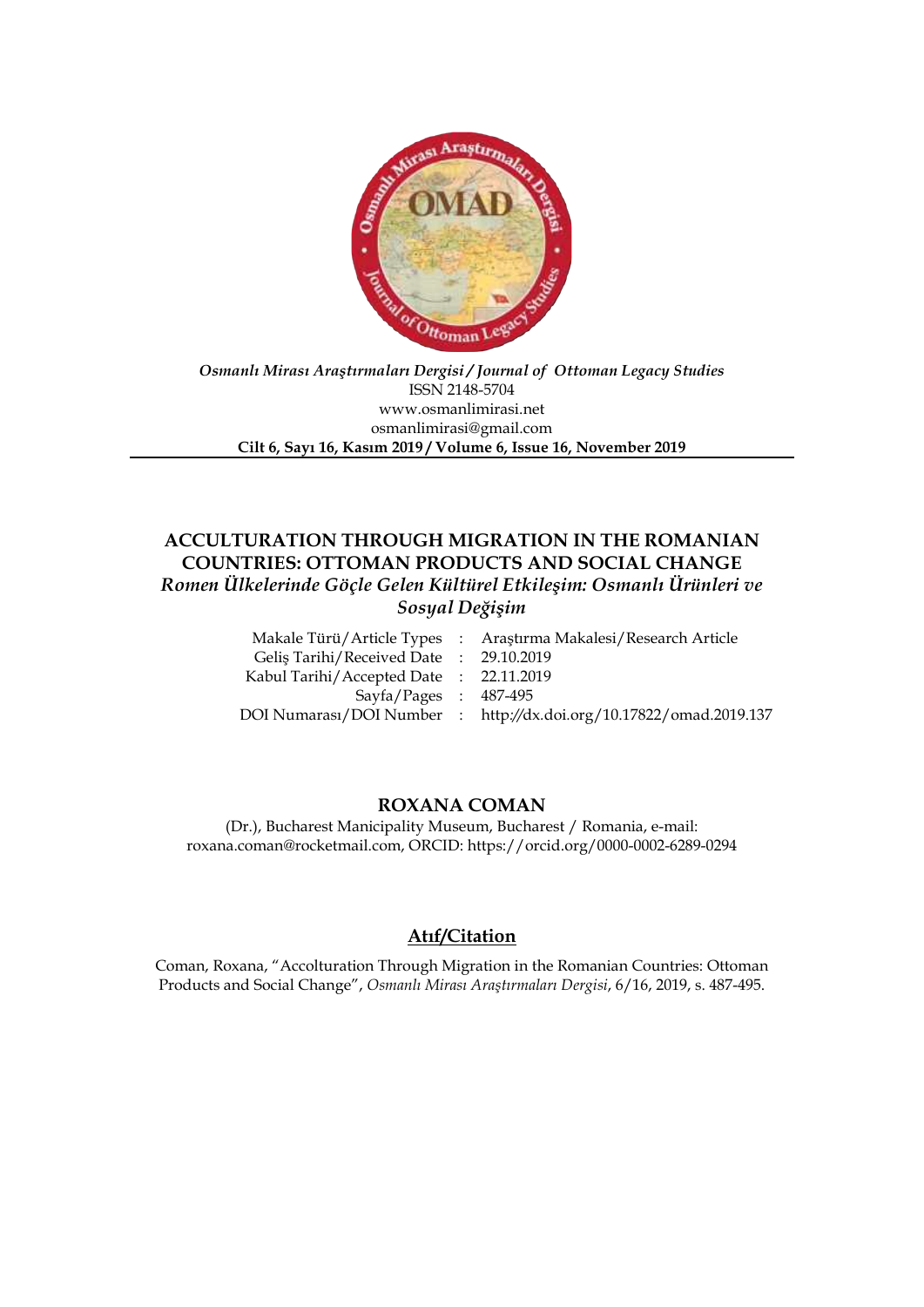*Osmanlı Mirası Araştırmaları Dergisi / Journal of Ottoman Legacy Studies*
ISSN 2148-5704
www.osmanlimirasi.net
osmanlimirasi@gmail.com
**Cilt 6, Sayı 16, Kasım 2019 / Volume 6, Issue 16, November 2019**

# ACCULTURATION THROUGH MIGRATION IN THE ROMANIAN COUNTRIES: OTTOMAN PRODUCTS AND SOCIAL CHANGE

## *Romen Ülkelerinde Göçle Gelen Kültürel Etkileşim: Osmanlı Ürünleri ve Sosyal Değişim*

| | | |
|---|---|---|
| Makale Türü/Article Types | : | Araştırma Makalesi/Research Article |
| Geliş Tarihi/Received Date | : | 29.10.2019 |
| Kabul Tarihi/Accepted Date | : | 22.11.2019 |
| Sayfa/Pages | : | 487-495 |
| DOI Numarası/DOI Number | : | http://dx.doi.org/10.17822/omad.2019.137 |

**ROXANA COMAN**

(Dr.), Bucharest Manicipality Museum, Bucharest / Romania, e-mail: roxana.coman@rocketmail.com, ORCID: https://orcid.org/0000-0002-6289-0294

**Atıf/Citation**

Coman, Roxana, "Accolturation Through Migration in the Romanian Countries: Ottoman Products and Social Change", *Osmanlı Mirası Araştırmaları Dergisi*, 6/16, 2019, s. 487-495.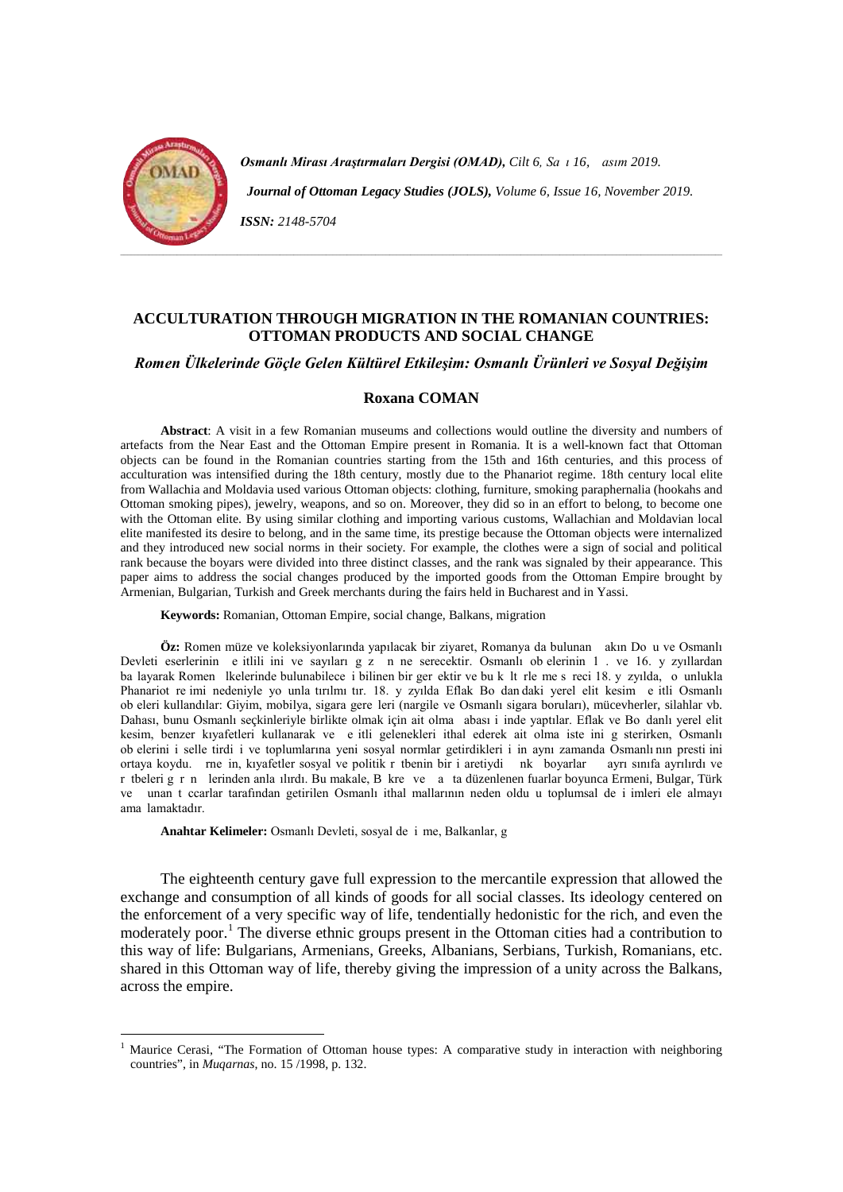# ACCULTURATION THROUGH MIGRATION IN THE ROMANIAN COUNTRIES: OTTOMAN PRODUCTS AND SOCIAL CHANGE

## *Romen Ülkelerinde Göçle Gelen Kültürel Etkileşim: Osmanlı Ürünleri ve Sosyal Değişim*

### Roxana COMAN

**Abstract**: A visit in a few Romanian museums and collections would outline the diversity and numbers of artefacts from the Near East and the Ottoman Empire present in Romania. It is a well-known fact that Ottoman objects can be found in the Romanian countries starting from the 15th and 16th centuries, and this process of acculturation was intensified during the 18th century, mostly due to the Phanariot regime. 18th century local elite from Wallachia and Moldavia used various Ottoman objects: clothing, furniture, smoking paraphernalia (hookahs and Ottoman smoking pipes), jewelry, weapons, and so on. Moreover, they did so in an effort to belong, to become one with the Ottoman elite. By using similar clothing and importing various customs, Wallachian and Moldavian local elite manifested its desire to belong, and in the same time, its prestige because the Ottoman objects were internalized and they introduced new social norms in their society. For example, the clothes were a sign of social and political rank because the boyars were divided into three distinct classes, and the rank was signaled by their appearance. This paper aims to address the social changes produced by the imported goods from the Ottoman Empire brought by Armenian, Bulgarian, Turkish and Greek merchants during the fairs held in Bucharest and in Yassi.

**Keywords:** Romanian, Ottoman Empire, social change, Balkans, migration

**Öz:** Romen müze ve koleksiyonlarında yapılacak bir ziyaret, Romanya da bulunan akın Do u ve Osmanlı Devleti eserlerinin e itlili ini ve sayıları g z n ne serecektir. Osmanlı ob elerinin 1 . ve 16. y zyıllardan ba layarak Romen lkelerinde bulunabilece i bilinen bir ger ektir ve bu k lt rle me s reci 18. y zyılda, o unlukla Phanariot re imi nedeniyle yo unla tırılmı tır. 18. y zyılda Eflak Bo dan daki yerel elit kesim e itli Osmanlı ob eleri kullandılar: Giyim, mobilya, sigara gere leri (nargile ve Osmanlı sigara boruları), mücevherler, silahlar vb. Dahası, bunu Osmanlı seçkinleriyle birlikte olmak için ait olma abası i inde yaptılar. Eflak ve Bo danlı yerel elit kesim, benzer kıyafetleri kullanarak ve e itli gelenekleri ithal ederek ait olma iste ini g sterirken, Osmanlı ob elerini i selle tirdi i ve toplumlarına yeni sosyal normlar getirdikleri i in aynı zamanda Osmanlı nın presti ini ortaya koydu. rne in, kıyafetler sosyal ve politik r tbenin bir i aretiydi nk boyarlar ayrı sınıfa ayrılırdı ve r tbeleri g r n lerinden anla ılırdı. Bu makale, B kre ve a ta düzenlenen fuarlar boyunca Ermeni, Bulgar, Türk ve unan t ccarlar tarafından getirilen Osmanlı ithal mallarının neden oldu u toplumsal de i imleri ele almayı ama lamaktadır.

**Anahtar Kelimeler:** Osmanlı Devleti, sosyal de i me, Balkanlar, g

The eighteenth century gave full expression to the mercantile expression that allowed the exchange and consumption of all kinds of goods for all social classes. Its ideology centered on the enforcement of a very specific way of life, tendentially hedonistic for the rich, and even the moderately poor.[1] The diverse ethnic groups present in the Ottoman cities had a contribution to this way of life: Bulgarians, Armenians, Greeks, Albanians, Serbians, Turkish, Romanians, etc. shared in this Ottoman way of life, thereby giving the impression of a unity across the Balkans, across the empire.

---

[1] Maurice Cerasi, "The Formation of Ottoman house types: A comparative study in interaction with neighboring countries", in *Muqarnas*, no. 15 /1998, p. 132.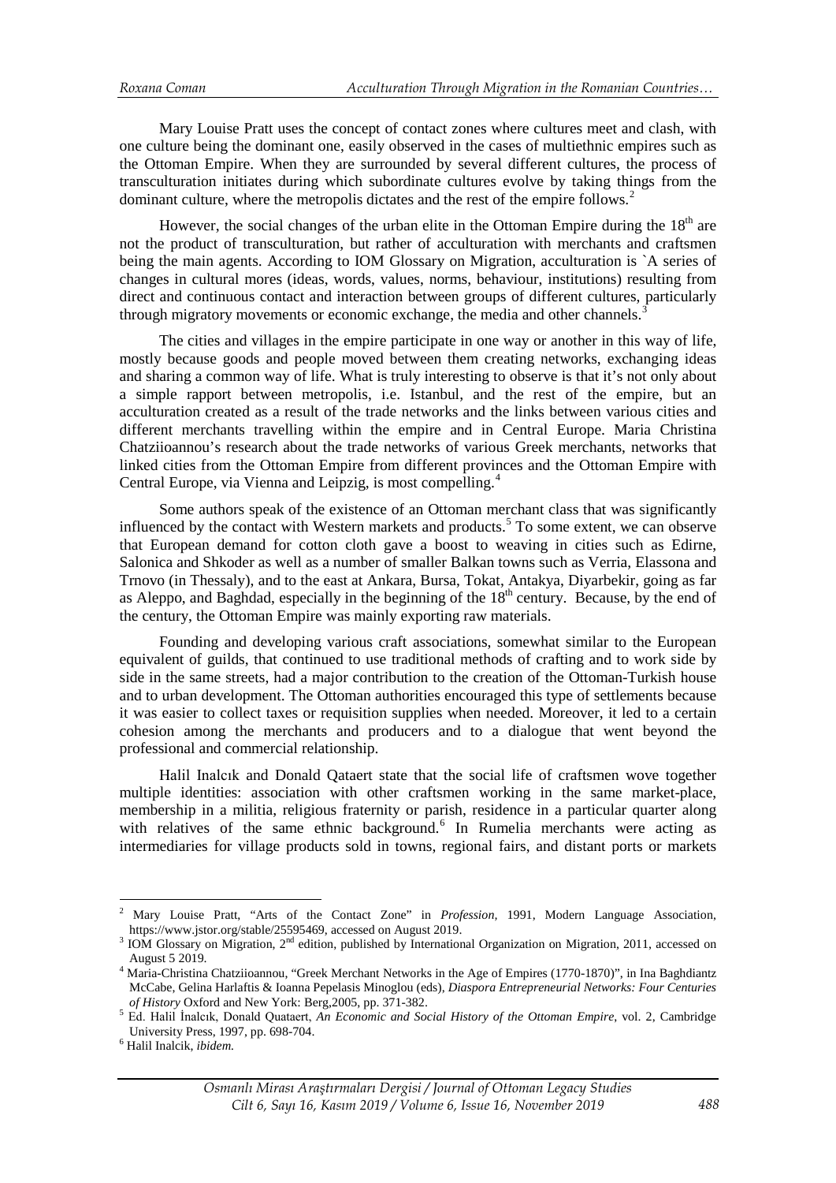Mary Louise Pratt uses the concept of contact zones where cultures meet and clash, with one culture being the dominant one, easily observed in the cases of multiethnic empires such as the Ottoman Empire. When they are surrounded by several different cultures, the process of transculturation initiates during which subordinate cultures evolve by taking things from the dominant culture, where the metropolis dictates and the rest of the empire follows.[2]

However, the social changes of the urban elite in the Ottoman Empire during the 18th are not the product of transculturation, but rather of acculturation with merchants and craftsmen being the main agents. According to IOM Glossary on Migration, acculturation is `A series of changes in cultural mores (ideas, words, values, norms, behaviour, institutions) resulting from direct and continuous contact and interaction between groups of different cultures, particularly through migratory movements or economic exchange, the media and other channels.[3]

The cities and villages in the empire participate in one way or another in this way of life, mostly because goods and people moved between them creating networks, exchanging ideas and sharing a common way of life. What is truly interesting to observe is that it's not only about a simple rapport between metropolis, i.e. Istanbul, and the rest of the empire, but an acculturation created as a result of the trade networks and the links between various cities and different merchants travelling within the empire and in Central Europe. Maria Christina Chatziioannou's research about the trade networks of various Greek merchants, networks that linked cities from the Ottoman Empire from different provinces and the Ottoman Empire with Central Europe, via Vienna and Leipzig, is most compelling.[4]

Some authors speak of the existence of an Ottoman merchant class that was significantly influenced by the contact with Western markets and products.[5] To some extent, we can observe that European demand for cotton cloth gave a boost to weaving in cities such as Edirne, Salonica and Shkoder as well as a number of smaller Balkan towns such as Verria, Elassona and Trnovo (in Thessaly), and to the east at Ankara, Bursa, Tokat, Antakya, Diyarbekir, going as far as Aleppo, and Baghdad, especially in the beginning of the 18th century. Because, by the end of the century, the Ottoman Empire was mainly exporting raw materials.

Founding and developing various craft associations, somewhat similar to the European equivalent of guilds, that continued to use traditional methods of crafting and to work side by side in the same streets, had a major contribution to the creation of the Ottoman-Turkish house and to urban development. The Ottoman authorities encouraged this type of settlements because it was easier to collect taxes or requisition supplies when needed. Moreover, it led to a certain cohesion among the merchants and producers and to a dialogue that went beyond the professional and commercial relationship.

Halil Inalcık and Donald Qataert state that the social life of craftsmen wove together multiple identities: association with other craftsmen working in the same market-place, membership in a militia, religious fraternity or parish, residence in a particular quarter along with relatives of the same ethnic background.[6] In Rumelia merchants were acting as intermediaries for village products sold in towns, regional fairs, and distant ports or markets

---

[2] Mary Louise Pratt, "Arts of the Contact Zone" in *Profession*, 1991, Modern Language Association, https://www.jstor.org/stable/25595469, accessed on August 2019.

[3] IOM Glossary on Migration, 2nd edition, published by International Organization on Migration, 2011, accessed on August 5 2019.

[4] Maria-Christina Chatziioannou, "Greek Merchant Networks in the Age of Empires (1770-1870)", in Ina Baghdiantz McCabe, Gelina Harlaftis & Ioanna Pepelasis Minoglou (eds), *Diaspora Entrepreneurial Networks: Four Centuries of History* Oxford and New York: Berg,2005, pp. 371-382.

[5] Ed. Halil İnalcık, Donald Quataert, *An Economic and Social History of the Ottoman Empire*, vol. 2, Cambridge University Press, 1997, pp. 698-704.

[6] Halil Inalcik, *ibidem.*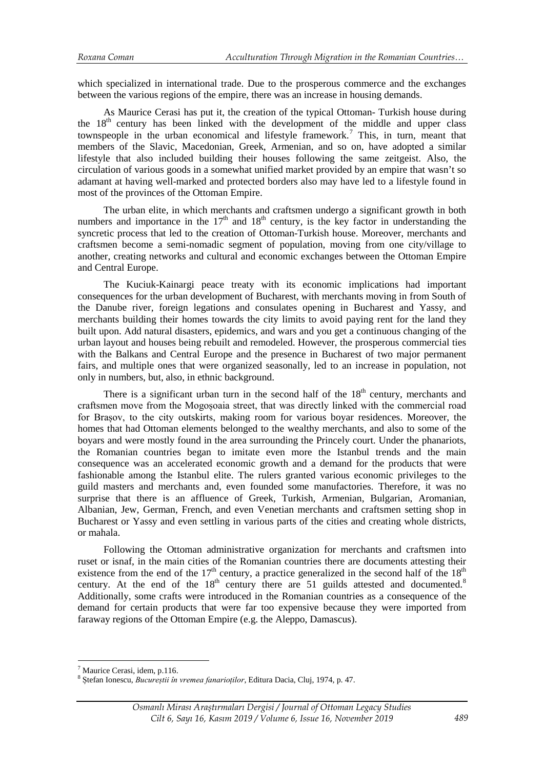which specialized in international trade. Due to the prosperous commerce and the exchanges between the various regions of the empire, there was an increase in housing demands.

As Maurice Cerasi has put it, the creation of the typical Ottoman- Turkish house during the 18th century has been linked with the development of the middle and upper class townspeople in the urban economical and lifestyle framework.[7] This, in turn, meant that members of the Slavic, Macedonian, Greek, Armenian, and so on, have adopted a similar lifestyle that also included building their houses following the same zeitgeist. Also, the circulation of various goods in a somewhat unified market provided by an empire that wasn't so adamant at having well-marked and protected borders also may have led to a lifestyle found in most of the provinces of the Ottoman Empire.

The urban elite, in which merchants and craftsmen undergo a significant growth in both numbers and importance in the 17th and 18th century, is the key factor in understanding the syncretic process that led to the creation of Ottoman-Turkish house. Moreover, merchants and craftsmen become a semi-nomadic segment of population, moving from one city/village to another, creating networks and cultural and economic exchanges between the Ottoman Empire and Central Europe.

The Kuciuk-Kainargi peace treaty with its economic implications had important consequences for the urban development of Bucharest, with merchants moving in from South of the Danube river, foreign legations and consulates opening in Bucharest and Yassy, and merchants building their homes towards the city limits to avoid paying rent for the land they built upon. Add natural disasters, epidemics, and wars and you get a continuous changing of the urban layout and houses being rebuilt and remodeled. However, the prosperous commercial ties with the Balkans and Central Europe and the presence in Bucharest of two major permanent fairs, and multiple ones that were organized seasonally, led to an increase in population, not only in numbers, but, also, in ethnic background.

There is a significant urban turn in the second half of the 18th century, merchants and craftsmen move from the Mogoșoaia street, that was directly linked with the commercial road for Brașov, to the city outskirts, making room for various boyar residences. Moreover, the homes that had Ottoman elements belonged to the wealthy merchants, and also to some of the boyars and were mostly found in the area surrounding the Princely court. Under the phanariots, the Romanian countries began to imitate even more the Istanbul trends and the main consequence was an accelerated economic growth and a demand for the products that were fashionable among the Istanbul elite. The rulers granted various economic privileges to the guild masters and merchants and, even founded some manufactories. Therefore, it was no surprise that there is an affluence of Greek, Turkish, Armenian, Bulgarian, Aromanian, Albanian, Jew, German, French, and even Venetian merchants and craftsmen setting shop in Bucharest or Yassy and even settling in various parts of the cities and creating whole districts, or mahala.

Following the Ottoman administrative organization for merchants and craftsmen into ruset or isnaf, in the main cities of the Romanian countries there are documents attesting their existence from the end of the 17th century, a practice generalized in the second half of the 18th century. At the end of the 18th century there are 51 guilds attested and documented.[8] Additionally, some crafts were introduced in the Romanian countries as a consequence of the demand for certain products that were far too expensive because they were imported from faraway regions of the Ottoman Empire (e.g. the Aleppo, Damascus).

---

[7] Maurice Cerasi, idem, p.116.

[8] Ștefan Ionescu, *Bucureștii în vremea fanarioților*, Editura Dacia, Cluj, 1974, p. 47.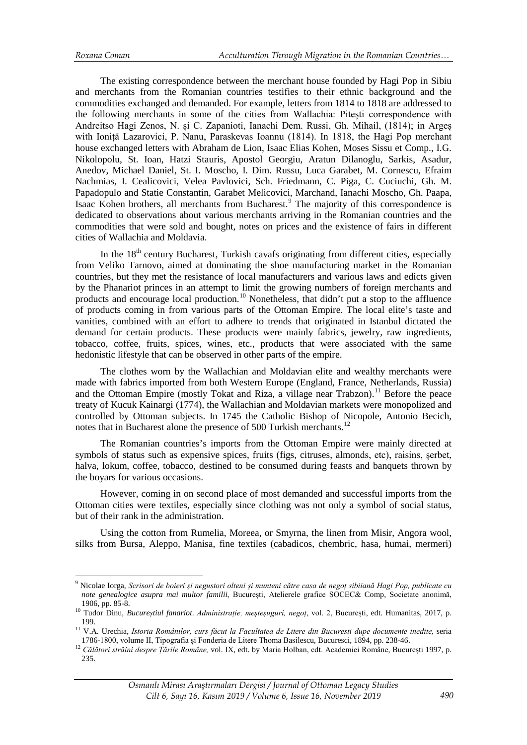The existing correspondence between the merchant house founded by Hagi Pop in Sibiu and merchants from the Romanian countries testifies to their ethnic background and the commodities exchanged and demanded. For example, letters from 1814 to 1818 are addressed to the following merchants in some of the cities from Wallachia: Pitești correspondence with Andreitso Hagi Zenos, N. și C. Zapanioti, Ianachi Dem. Russi, Gh. Mihail, (1814); in Argeș with Ioniță Lazarovici, P. Nanu, Paraskevas Ioannu (1814). In 1818, the Hagi Pop merchant house exchanged letters with Abraham de Lion, Isaac Elias Kohen, Moses Sissu et Comp., I.G. Nikolopolu, St. Ioan, Hatzi Stauris, Apostol Georgiu, Aratun Dilanoglu, Sarkis, Asadur, Anedov, Michael Daniel, St. I. Moscho, I. Dim. Russu, Luca Garabet, M. Cornescu, Efraim Nachmias, I. Cealicovici, Velea Pavlovici, Sch. Friedmann, C. Piga, C. Cuciuchi, Gh. M. Papadopulo and Statie Constantin, Garabet Melicovici, Marchand, Ianachi Moscho, Gh. Paapa, Isaac Kohen brothers, all merchants from Bucharest.[9] The majority of this correspondence is dedicated to observations about various merchants arriving in the Romanian countries and the commodities that were sold and bought, notes on prices and the existence of fairs in different cities of Wallachia and Moldavia.

In the 18th century Bucharest, Turkish cavafs originating from different cities, especially from Veliko Tarnovo, aimed at dominating the shoe manufacturing market in the Romanian countries, but they met the resistance of local manufacturers and various laws and edicts given by the Phanariot princes in an attempt to limit the growing numbers of foreign merchants and products and encourage local production.[10] Nonetheless, that didn't put a stop to the affluence of products coming in from various parts of the Ottoman Empire. The local elite's taste and vanities, combined with an effort to adhere to trends that originated in Istanbul dictated the demand for certain products. These products were mainly fabrics, jewelry, raw ingredients, tobacco, coffee, fruits, spices, wines, etc., products that were associated with the same hedonistic lifestyle that can be observed in other parts of the empire.

The clothes worn by the Wallachian and Moldavian elite and wealthy merchants were made with fabrics imported from both Western Europe (England, France, Netherlands, Russia) and the Ottoman Empire (mostly Tokat and Riza, a village near Trabzon).[11] Before the peace treaty of Kucuk Kainargi (1774), the Wallachian and Moldavian markets were monopolized and controlled by Ottoman subjects. In 1745 the Catholic Bishop of Nicopole, Antonio Becich, notes that in Bucharest alone the presence of 500 Turkish merchants.[12]

The Romanian countries's imports from the Ottoman Empire were mainly directed at symbols of status such as expensive spices, fruits (figs, citruses, almonds, etc), raisins, șerbet, halva, lokum, coffee, tobacco, destined to be consumed during feasts and banquets thrown by the boyars for various occasions.

However, coming in on second place of most demanded and successful imports from the Ottoman cities were textiles, especially since clothing was not only a symbol of social status, but of their rank in the administration.

Using the cotton from Rumelia, Moreea, or Smyrna, the linen from Misir, Angora wool, silks from Bursa, Aleppo, Manisa, fine textiles (cabadicos, chembric, hasa, humai, mermeri)

---

[9] Nicolae Iorga, *Scrisori de boieri și negustori olteni și munteni către casa de negoț sibiiană Hagi Pop, publicate cu note genealogice asupra mai multor familii*, București, Atelierele grafice SOCEC& Comp, Societate anonimă, 1906, pp. 85-8.

[10] Tudor Dinu, *Bucureștiul fanariot. Administrație, meșteșuguri, negoț*, vol. 2, București, edt. Humanitas, 2017, p. 199.

[11] V.A. Urechia, *Istoria Românilor, curs făcut la Facultatea de Litere din Bucuresti dupe documente inedite,* seria 1786-1800, volume II, Tipografia și Fonderia de Litere Thoma Basilescu, Bucuresci, 1894, pp. 238-46.

[12] *Călători străini despre Țările Române,* vol. IX, edt. by Maria Holban, edt. Academiei Române, București 1997, p. 235.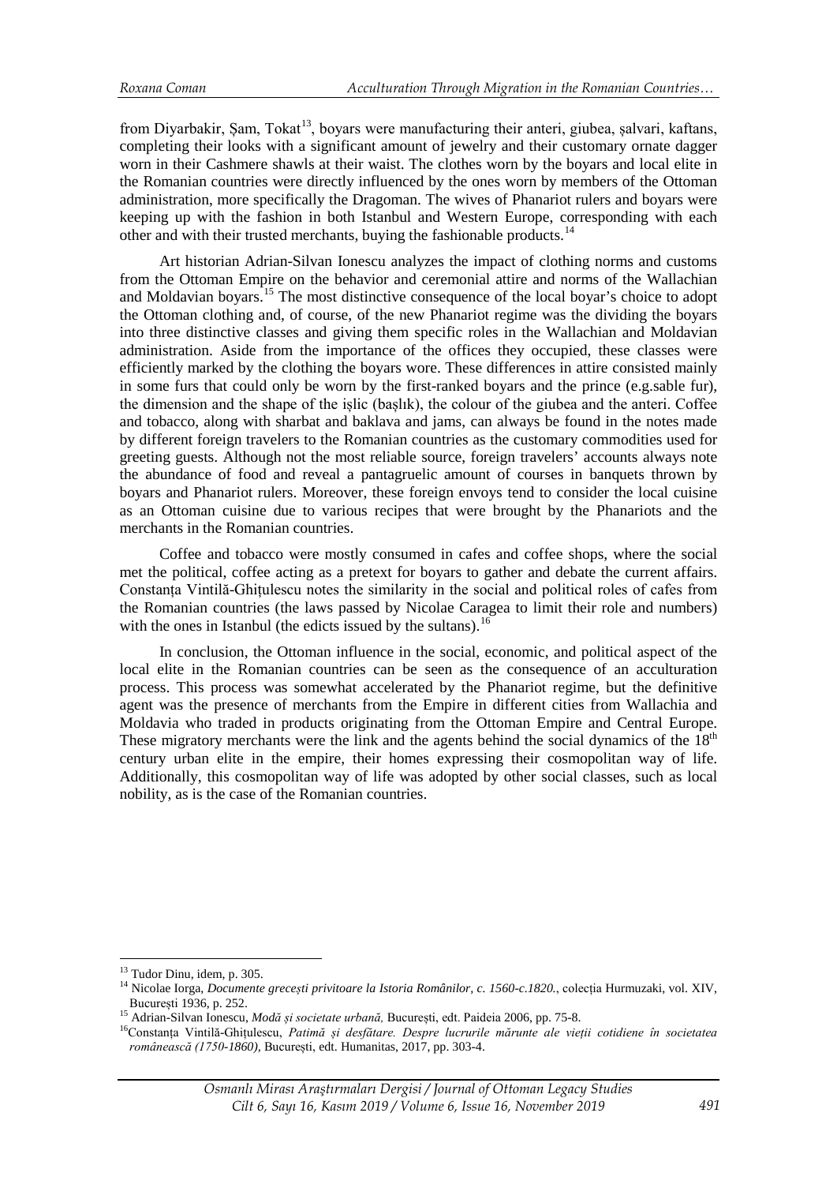from Diyarbakir, Şam, Tokat[13], boyars were manufacturing their anteri, giubea, șalvari, kaftans, completing their looks with a significant amount of jewelry and their customary ornate dagger worn in their Cashmere shawls at their waist. The clothes worn by the boyars and local elite in the Romanian countries were directly influenced by the ones worn by members of the Ottoman administration, more specifically the Dragoman. The wives of Phanariot rulers and boyars were keeping up with the fashion in both Istanbul and Western Europe, corresponding with each other and with their trusted merchants, buying the fashionable products.[14]

Art historian Adrian-Silvan Ionescu analyzes the impact of clothing norms and customs from the Ottoman Empire on the behavior and ceremonial attire and norms of the Wallachian and Moldavian boyars.[15] The most distinctive consequence of the local boyar's choice to adopt the Ottoman clothing and, of course, of the new Phanariot regime was the dividing the boyars into three distinctive classes and giving them specific roles in the Wallachian and Moldavian administration. Aside from the importance of the offices they occupied, these classes were efficiently marked by the clothing the boyars wore. These differences in attire consisted mainly in some furs that could only be worn by the first-ranked boyars and the prince (e.g.sable fur), the dimension and the shape of the ișlic (bașlık), the colour of the giubea and the anteri. Coffee and tobacco, along with sharbat and baklava and jams, can always be found in the notes made by different foreign travelers to the Romanian countries as the customary commodities used for greeting guests. Although not the most reliable source, foreign travelers' accounts always note the abundance of food and reveal a pantagruelic amount of courses in banquets thrown by boyars and Phanariot rulers. Moreover, these foreign envoys tend to consider the local cuisine as an Ottoman cuisine due to various recipes that were brought by the Phanariots and the merchants in the Romanian countries.

Coffee and tobacco were mostly consumed in cafes and coffee shops, where the social met the political, coffee acting as a pretext for boyars to gather and debate the current affairs. Constanța Vintilă-Ghițulescu notes the similarity in the social and political roles of cafes from the Romanian countries (the laws passed by Nicolae Caragea to limit their role and numbers) with the ones in Istanbul (the edicts issued by the sultans).[16]

In conclusion, the Ottoman influence in the social, economic, and political aspect of the local elite in the Romanian countries can be seen as the consequence of an acculturation process. This process was somewhat accelerated by the Phanariot regime, but the definitive agent was the presence of merchants from the Empire in different cities from Wallachia and Moldavia who traded in products originating from the Ottoman Empire and Central Europe. These migratory merchants were the link and the agents behind the social dynamics of the 18th century urban elite in the empire, their homes expressing their cosmopolitan way of life. Additionally, this cosmopolitan way of life was adopted by other social classes, such as local nobility, as is the case of the Romanian countries.

---

[13] Tudor Dinu, idem, p. 305.

[14] Nicolae Iorga, *Documente grecești privitoare la Istoria Românilor, c. 1560-c.1820.*, colecția Hurmuzaki, vol. XIV, București 1936, p. 252.

[15] Adrian-Silvan Ionescu, *Modă și societate urbană,* București, edt. Paideia 2006, pp. 75-8.

[16] Constanța Vintilă-Ghițulescu, *Patimă și desfătare. Despre lucrurile mărunte ale vieții cotidiene în societatea românească (1750-1860)*, București, edt. Humanitas, 2017, pp. 303-4.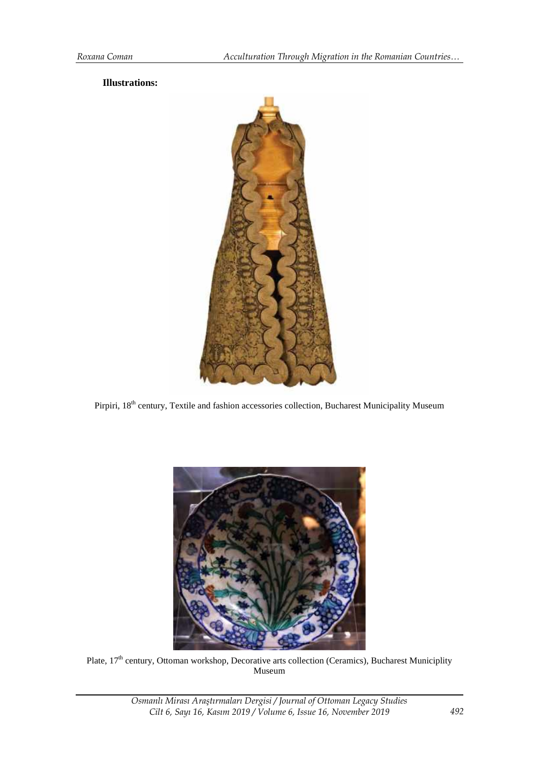**Illustrations:**

Pirpiri, 18th century, Textile and fashion accessories collection, Bucharest Municipality Museum

Plate, 17th century, Ottoman workshop, Decorative arts collection (Ceramics), Bucharest Municiplity Museum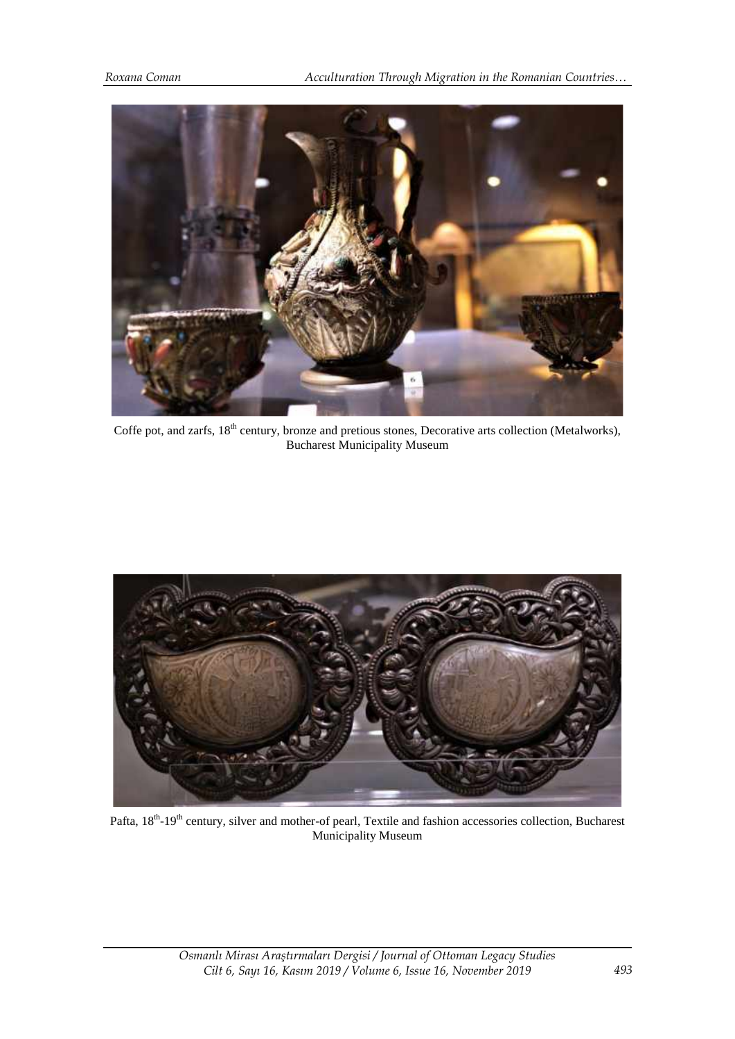Coffe pot, and zarfs, 18th century, bronze and pretious stones, Decorative arts collection (Metalworks), Bucharest Municipality Museum

Pafta, 18th-19th century, silver and mother-of pearl, Textile and fashion accessories collection, Bucharest Municipality Museum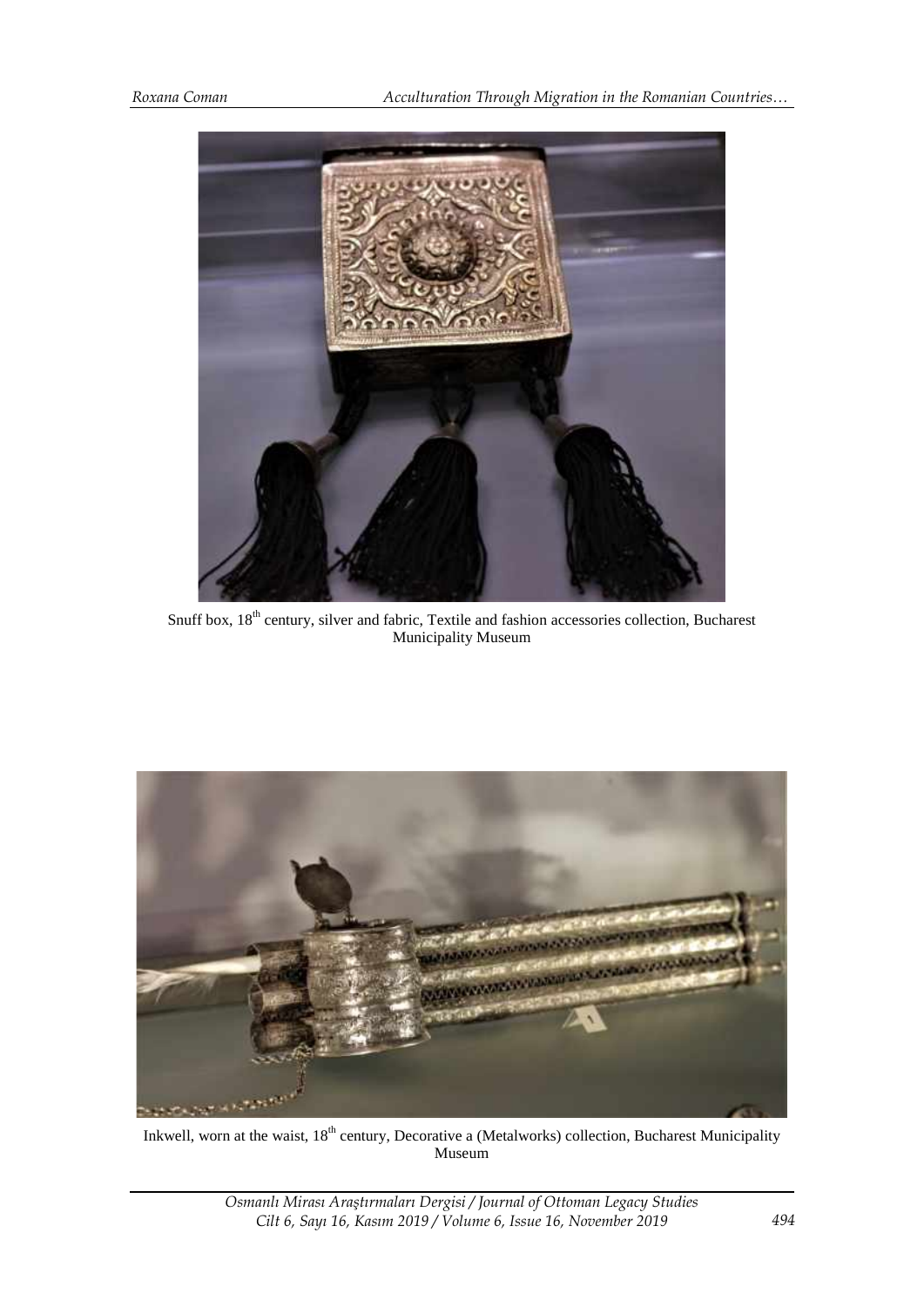Snuff box, 18th century, silver and fabric, Textile and fashion accessories collection, Bucharest Municipality Museum

Inkwell, worn at the waist, 18th century, Decorative a (Metalworks) collection, Bucharest Municipality Museum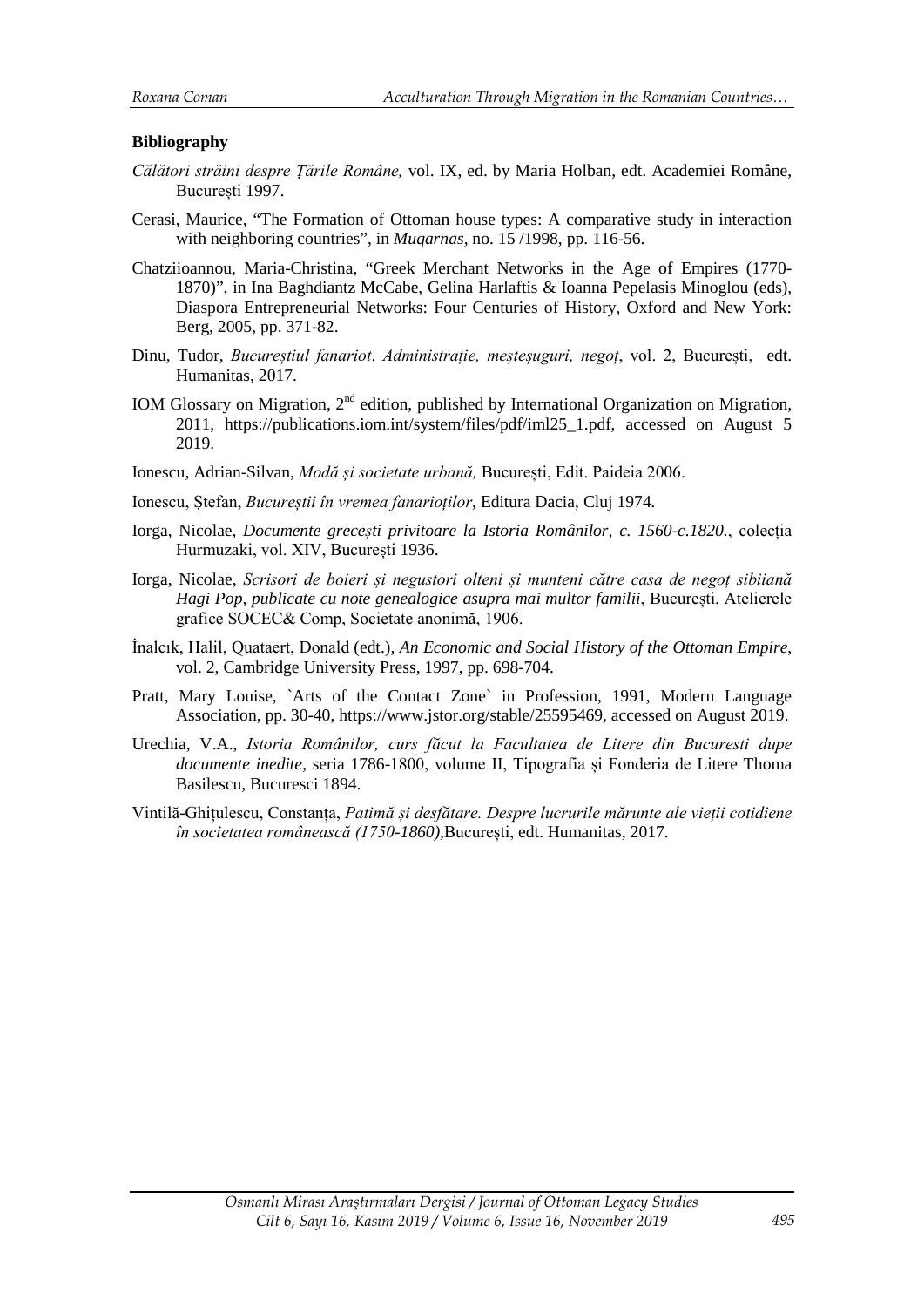**Bibliography**

*Călători străini despre Țările Române,* vol. IX, ed. by Maria Holban, edt. Academiei Române, București 1997.

Cerasi, Maurice, "The Formation of Ottoman house types: A comparative study in interaction with neighboring countries", in *Muqarnas*, no. 15 /1998, pp. 116-56.

Chatziioannou, Maria-Christina, "Greek Merchant Networks in the Age of Empires (1770-1870)", in Ina Baghdiantz McCabe, Gelina Harlaftis & Ioanna Pepelasis Minoglou (eds), Diaspora Entrepreneurial Networks: Four Centuries of History, Oxford and New York: Berg, 2005, pp. 371-82.

Dinu, Tudor, *Bucureștiul fanariot*. *Administrație, meșteșuguri, negoț*, vol. 2, București, edt. Humanitas, 2017.

IOM Glossary on Migration, 2nd edition, published by International Organization on Migration, 2011, https://publications.iom.int/system/files/pdf/iml25_1.pdf, accessed on August 5 2019.

Ionescu, Adrian-Silvan, *Modă și societate urbană,* București, Edit. Paideia 2006.

Ionescu, Ștefan, *Bucureștii în vremea fanarioților*, Editura Dacia, Cluj 1974.

Iorga, Nicolae, *Documente grecești privitoare la Istoria Românilor, c. 1560-c.1820.*, colecția Hurmuzaki, vol. XIV, București 1936.

Iorga, Nicolae, *Scrisori de boieri și negustori olteni și munteni către casa de negoț sibiiană Hagi Pop, publicate cu note genealogice asupra mai multor familii*, București, Atelierele grafice SOCEC& Comp, Societate anonimă, 1906.

İnalcık, Halil, Quataert, Donald (edt.), *An Economic and Social History of the Ottoman Empire*, vol. 2, Cambridge University Press, 1997, pp. 698-704.

Pratt, Mary Louise, `Arts of the Contact Zone` in Profession, 1991, Modern Language Association, pp. 30-40, https://www.jstor.org/stable/25595469, accessed on August 2019.

Urechia, V.A., *Istoria Românilor, curs făcut la Facultatea de Litere din Bucuresti dupe documente inedite*, seria 1786-1800, volume II, Tipografia și Fonderia de Litere Thoma Basilescu, Bucuresci 1894.

Vintilă-Ghițulescu, Constanța, *Patimă și desfătare. Despre lucrurile mărunte ale vieții cotidiene în societatea românească (1750-1860),*București, edt. Humanitas, 2017.